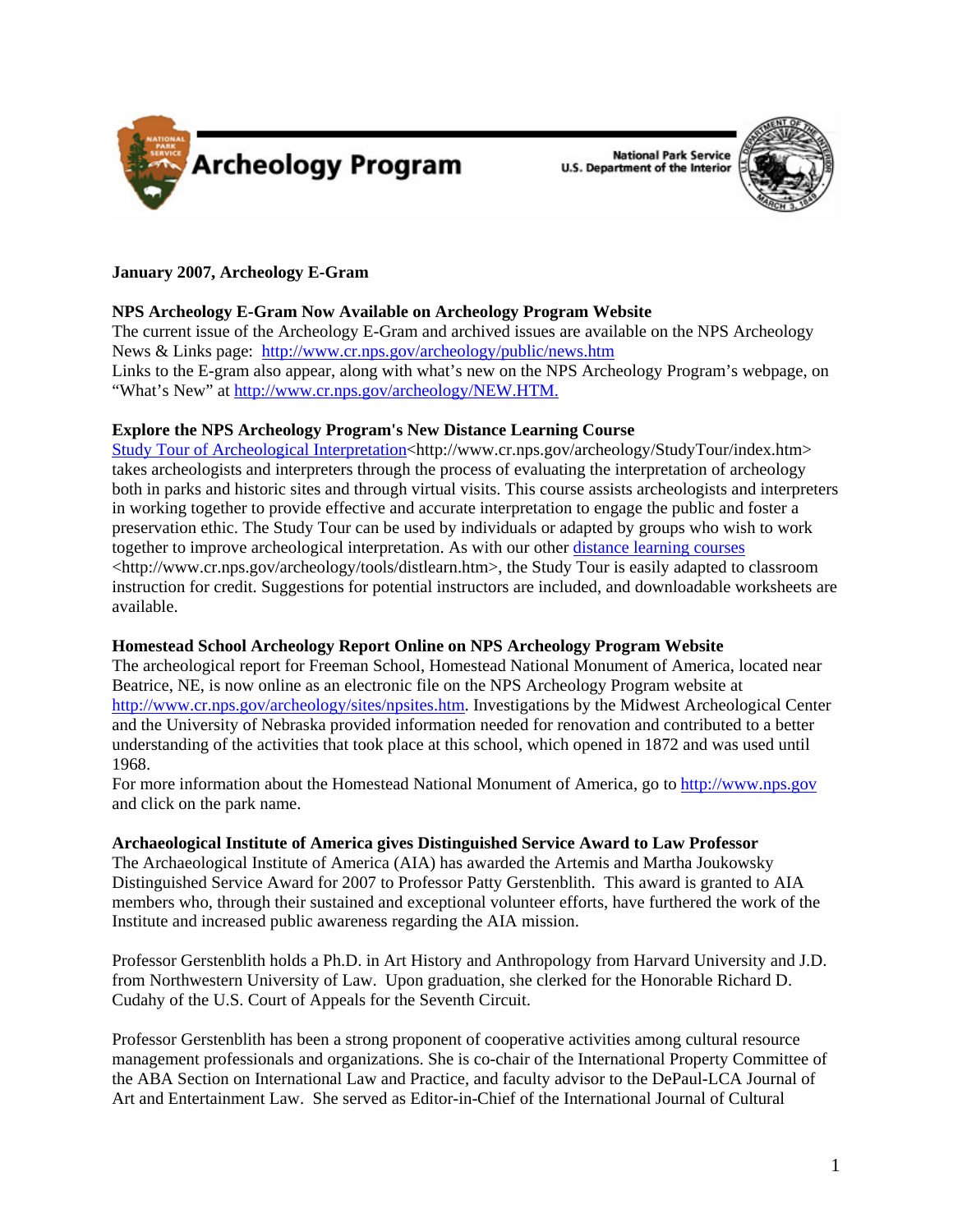# Archeology Program

National Park Service
U.S. Department of the Interior

**January 2007, Archeology E-Gram**

**NPS Archeology E-Gram Now Available on Archeology Program Website**

The current issue of the Archeology E-Gram and archived issues are available on the NPS Archeology News & Links page: http://www.cr.nps.gov/archeology/public/news.htm
Links to the E-gram also appear, along with what's new on the NPS Archeology Program's webpage, on "What's New" at http://www.cr.nps.gov/archeology/NEW.HTM.

**Explore the NPS Archeology Program's New Distance Learning Course**

Study Tour of Archeological Interpretation<http://www.cr.nps.gov/archeology/StudyTour/index.htm> takes archeologists and interpreters through the process of evaluating the interpretation of archeology both in parks and historic sites and through virtual visits. This course assists archeologists and interpreters in working together to provide effective and accurate interpretation to engage the public and foster a preservation ethic. The Study Tour can be used by individuals or adapted by groups who wish to work together to improve archeological interpretation. As with our other distance learning courses <http://www.cr.nps.gov/archeology/tools/distlearn.htm>, the Study Tour is easily adapted to classroom instruction for credit. Suggestions for potential instructors are included, and downloadable worksheets are available.

**Homestead School Archeology Report Online on NPS Archeology Program Website**

The archeological report for Freeman School, Homestead National Monument of America, located near Beatrice, NE, is now online as an electronic file on the NPS Archeology Program website at http://www.cr.nps.gov/archeology/sites/npsites.htm. Investigations by the Midwest Archeological Center and the University of Nebraska provided information needed for renovation and contributed to a better understanding of the activities that took place at this school, which opened in 1872 and was used until 1968.
For more information about the Homestead National Monument of America, go to http://www.nps.gov and click on the park name.

**Archaeological Institute of America gives Distinguished Service Award to Law Professor**

The Archaeological Institute of America (AIA) has awarded the Artemis and Martha Joukowsky Distinguished Service Award for 2007 to Professor Patty Gerstenblith. This award is granted to AIA members who, through their sustained and exceptional volunteer efforts, have furthered the work of the Institute and increased public awareness regarding the AIA mission.

Professor Gerstenblith holds a Ph.D. in Art History and Anthropology from Harvard University and J.D. from Northwestern University of Law. Upon graduation, she clerked for the Honorable Richard D. Cudahy of the U.S. Court of Appeals for the Seventh Circuit.

Professor Gerstenblith has been a strong proponent of cooperative activities among cultural resource management professionals and organizations. She is co-chair of the International Property Committee of the ABA Section on International Law and Practice, and faculty advisor to the DePaul-LCA Journal of Art and Entertainment Law. She served as Editor-in-Chief of the International Journal of Cultural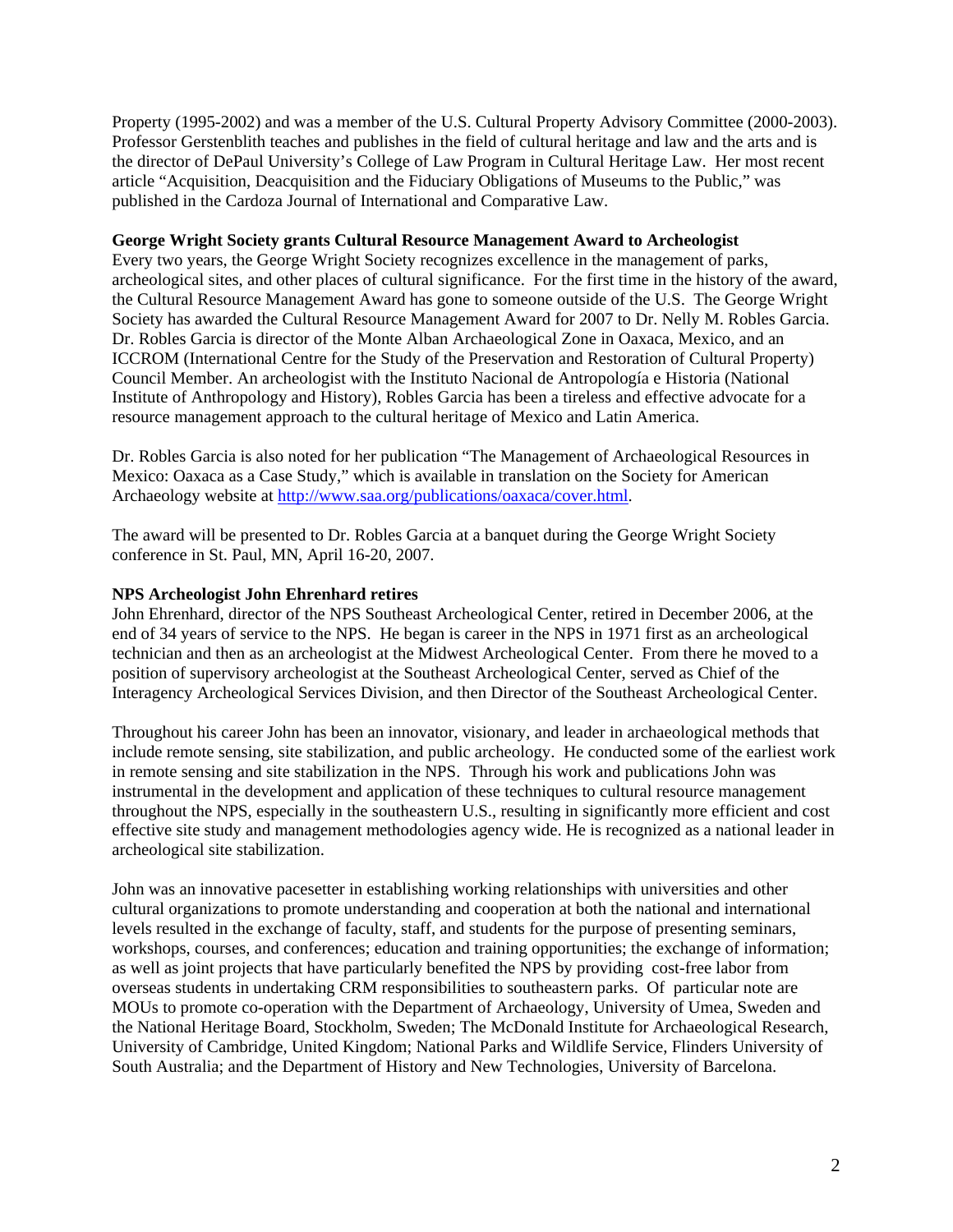Property (1995-2002) and was a member of the U.S. Cultural Property Advisory Committee (2000-2003). Professor Gerstenblith teaches and publishes in the field of cultural heritage and law and the arts and is the director of DePaul University's College of Law Program in Cultural Heritage Law. Her most recent article "Acquisition, Deacquisition and the Fiduciary Obligations of Museums to the Public," was published in the Cardoza Journal of International and Comparative Law.

**George Wright Society grants Cultural Resource Management Award to Archeologist**

Every two years, the George Wright Society recognizes excellence in the management of parks, archeological sites, and other places of cultural significance. For the first time in the history of the award, the Cultural Resource Management Award has gone to someone outside of the U.S. The George Wright Society has awarded the Cultural Resource Management Award for 2007 to Dr. Nelly M. Robles Garcia. Dr. Robles Garcia is director of the Monte Alban Archaeological Zone in Oaxaca, Mexico, and an ICCROM (International Centre for the Study of the Preservation and Restoration of Cultural Property) Council Member. An archeologist with the Instituto Nacional de Antropología e Historia (National Institute of Anthropology and History), Robles Garcia has been a tireless and effective advocate for a resource management approach to the cultural heritage of Mexico and Latin America.

Dr. Robles Garcia is also noted for her publication "The Management of Archaeological Resources in Mexico: Oaxaca as a Case Study," which is available in translation on the Society for American Archaeology website at http://www.saa.org/publications/oaxaca/cover.html.

The award will be presented to Dr. Robles Garcia at a banquet during the George Wright Society conference in St. Paul, MN, April 16-20, 2007.

**NPS Archeologist John Ehrenhard retires**

John Ehrenhard, director of the NPS Southeast Archeological Center, retired in December 2006, at the end of 34 years of service to the NPS. He began is career in the NPS in 1971 first as an archeological technician and then as an archeologist at the Midwest Archeological Center. From there he moved to a position of supervisory archeologist at the Southeast Archeological Center, served as Chief of the Interagency Archeological Services Division, and then Director of the Southeast Archeological Center.

Throughout his career John has been an innovator, visionary, and leader in archaeological methods that include remote sensing, site stabilization, and public archeology. He conducted some of the earliest work in remote sensing and site stabilization in the NPS. Through his work and publications John was instrumental in the development and application of these techniques to cultural resource management throughout the NPS, especially in the southeastern U.S., resulting in significantly more efficient and cost effective site study and management methodologies agency wide. He is recognized as a national leader in archeological site stabilization.

John was an innovative pacesetter in establishing working relationships with universities and other cultural organizations to promote understanding and cooperation at both the national and international levels resulted in the exchange of faculty, staff, and students for the purpose of presenting seminars, workshops, courses, and conferences; education and training opportunities; the exchange of information; as well as joint projects that have particularly benefited the NPS by providing cost-free labor from overseas students in undertaking CRM responsibilities to southeastern parks. Of particular note are MOUs to promote co-operation with the Department of Archaeology, University of Umea, Sweden and the National Heritage Board, Stockholm, Sweden; The McDonald Institute for Archaeological Research, University of Cambridge, United Kingdom; National Parks and Wildlife Service, Flinders University of South Australia; and the Department of History and New Technologies, University of Barcelona.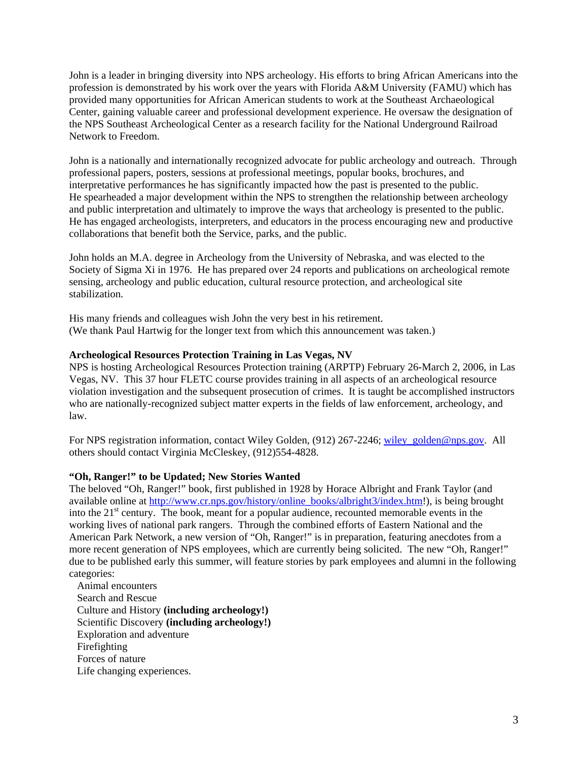John is a leader in bringing diversity into NPS archeology. His efforts to bring African Americans into the profession is demonstrated by his work over the years with Florida A&M University (FAMU) which has provided many opportunities for African American students to work at the Southeast Archaeological Center, gaining valuable career and professional development experience. He oversaw the designation of the NPS Southeast Archeological Center as a research facility for the National Underground Railroad Network to Freedom.

John is a nationally and internationally recognized advocate for public archeology and outreach. Through professional papers, posters, sessions at professional meetings, popular books, brochures, and interpretative performances he has significantly impacted how the past is presented to the public. He spearheaded a major development within the NPS to strengthen the relationship between archeology and public interpretation and ultimately to improve the ways that archeology is presented to the public. He has engaged archeologists, interpreters, and educators in the process encouraging new and productive collaborations that benefit both the Service, parks, and the public.

John holds an M.A. degree in Archeology from the University of Nebraska, and was elected to the Society of Sigma Xi in 1976. He has prepared over 24 reports and publications on archeological remote sensing, archeology and public education, cultural resource protection, and archeological site stabilization.

His many friends and colleagues wish John the very best in his retirement.
(We thank Paul Hartwig for the longer text from which this announcement was taken.)

**Archeological Resources Protection Training in Las Vegas, NV**

NPS is hosting Archeological Resources Protection training (ARPTP) February 26-March 2, 2006, in Las Vegas, NV. This 37 hour FLETC course provides training in all aspects of an archeological resource violation investigation and the subsequent prosecution of crimes. It is taught be accomplished instructors who are nationally-recognized subject matter experts in the fields of law enforcement, archeology, and law.

For NPS registration information, contact Wiley Golden, (912) 267-2246; wiley_golden@nps.gov. All others should contact Virginia McCleskey, (912)554-4828.

**"Oh, Ranger!" to be Updated; New Stories Wanted**

The beloved "Oh, Ranger!" book, first published in 1928 by Horace Albright and Frank Taylor (and available online at http://www.cr.nps.gov/history/online_books/albright3/index.htm!), is being brought into the 21st century. The book, meant for a popular audience, recounted memorable events in the working lives of national park rangers. Through the combined efforts of Eastern National and the American Park Network, a new version of "Oh, Ranger!" is in preparation, featuring anecdotes from a more recent generation of NPS employees, which are currently being solicited. The new "Oh, Ranger!" due to be published early this summer, will feature stories by park employees and alumni in the following categories:

- Animal encounters
- Search and Rescue
- Culture and History **(including archeology!)**
- Scientific Discovery **(including archeology!)**
- Exploration and adventure
- Firefighting
- Forces of nature
- Life changing experiences.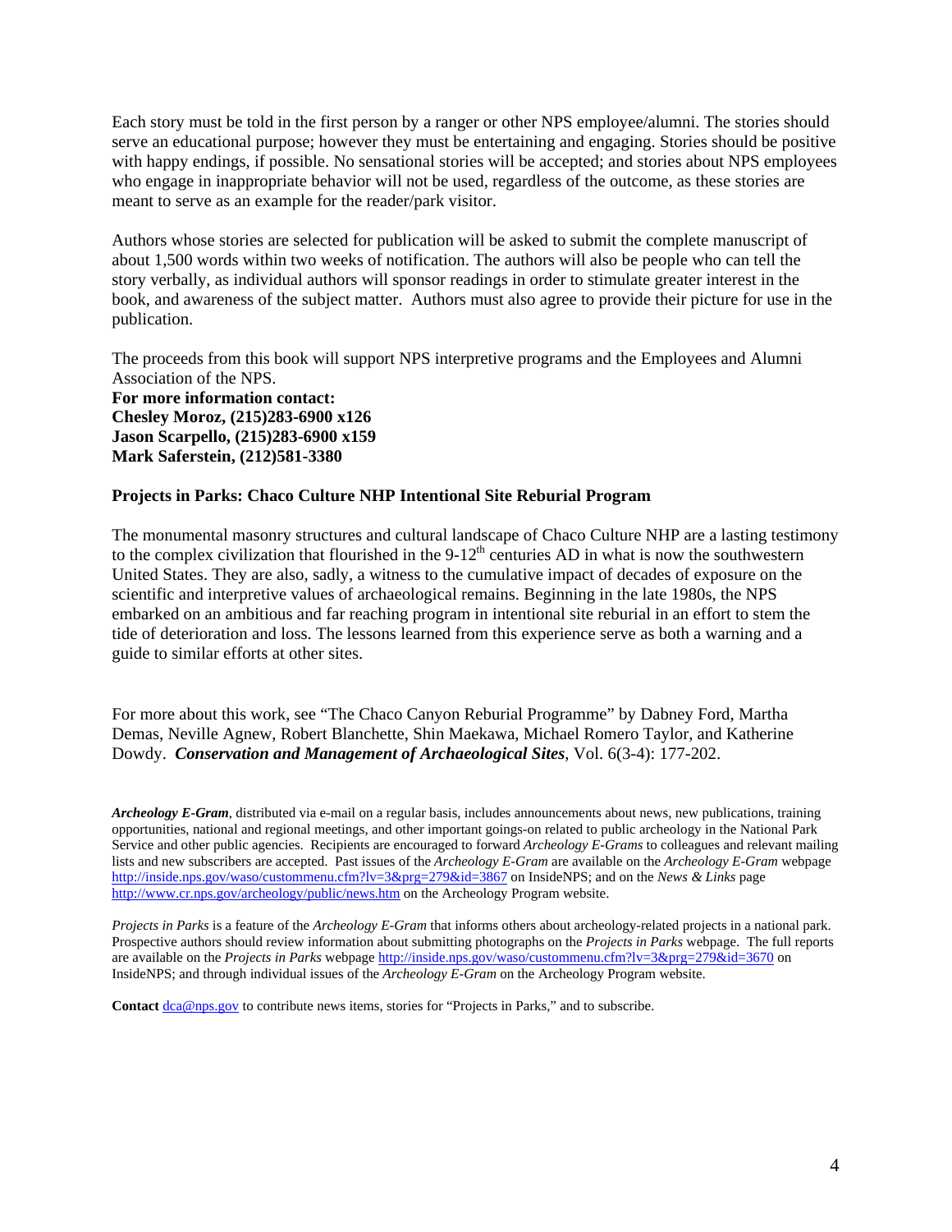Each story must be told in the first person by a ranger or other NPS employee/alumni. The stories should serve an educational purpose; however they must be entertaining and engaging. Stories should be positive with happy endings, if possible. No sensational stories will be accepted; and stories about NPS employees who engage in inappropriate behavior will not be used, regardless of the outcome, as these stories are meant to serve as an example for the reader/park visitor.

Authors whose stories are selected for publication will be asked to submit the complete manuscript of about 1,500 words within two weeks of notification. The authors will also be people who can tell the story verbally, as individual authors will sponsor readings in order to stimulate greater interest in the book, and awareness of the subject matter. Authors must also agree to provide their picture for use in the publication.

The proceeds from this book will support NPS interpretive programs and the Employees and Alumni Association of the NPS.

**For more information contact:**
**Chesley Moroz, (215)283-6900 x126**
**Jason Scarpello, (215)283-6900 x159**
**Mark Saferstein, (212)581-3380**

**Projects in Parks: Chaco Culture NHP Intentional Site Reburial Program**

The monumental masonry structures and cultural landscape of Chaco Culture NHP are a lasting testimony to the complex civilization that flourished in the 9-12th centuries AD in what is now the southwestern United States. They are also, sadly, a witness to the cumulative impact of decades of exposure on the scientific and interpretive values of archaeological remains. Beginning in the late 1980s, the NPS embarked on an ambitious and far reaching program in intentional site reburial in an effort to stem the tide of deterioration and loss. The lessons learned from this experience serve as both a warning and a guide to similar efforts at other sites.

For more about this work, see "The Chaco Canyon Reburial Programme" by Dabney Ford, Martha Demas, Neville Agnew, Robert Blanchette, Shin Maekawa, Michael Romero Taylor, and Katherine Dowdy. ***Conservation and Management of Archaeological Sites***, Vol. 6(3-4): 177-202.

***Archeology E-Gram***, distributed via e-mail on a regular basis, includes announcements about news, new publications, training opportunities, national and regional meetings, and other important goings-on related to public archeology in the National Park Service and other public agencies. Recipients are encouraged to forward *Archeology E-Grams* to colleagues and relevant mailing lists and new subscribers are accepted. Past issues of the *Archeology E-Gram* are available on the *Archeology E-Gram* webpage http://inside.nps.gov/waso/custommenu.cfm?lv=3&prg=279&id=3867 on InsideNPS; and on the *News & Links* page http://www.cr.nps.gov/archeology/public/news.htm on the Archeology Program website.

*Projects in Parks* is a feature of the *Archeology E-Gram* that informs others about archeology-related projects in a national park. Prospective authors should review information about submitting photographs on the *Projects in Parks* webpage. The full reports are available on the *Projects in Parks* webpage http://inside.nps.gov/waso/custommenu.cfm?lv=3&prg=279&id=3670 on InsideNPS; and through individual issues of the *Archeology E-Gram* on the Archeology Program website.

**Contact** dca@nps.gov to contribute news items, stories for "Projects in Parks," and to subscribe.